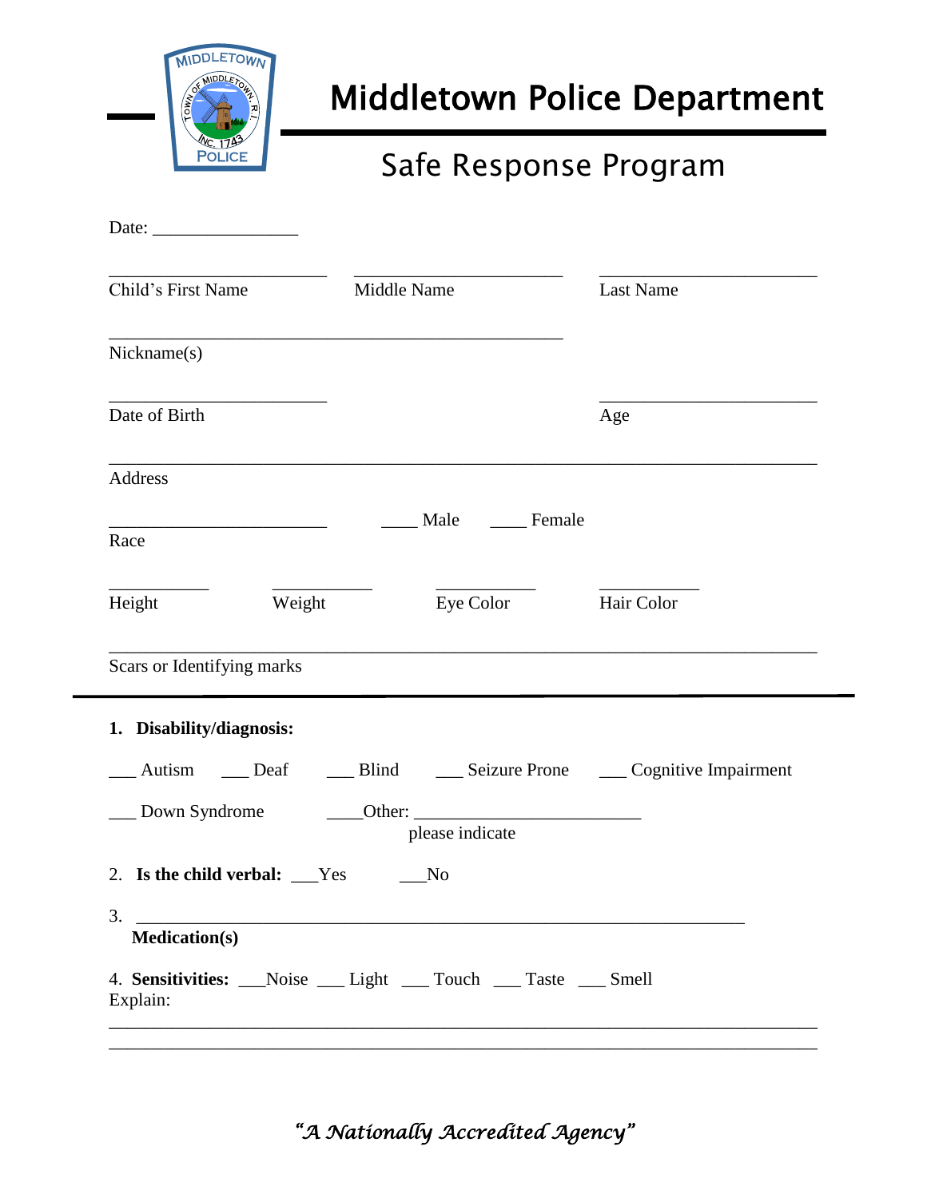# Middletown Police Department

## Safe Response Program

Date: ________________

________________________ ________________________ ________________________
Child's First Name Middle Name Last Name

__________________________________________________
Nickname(s)

________________________ ________________________
Date of Birth Age

______________________________________________________________________________
Address

________________________ ____ Male ____ Female
Race

__________ __________ __________ __________
Height Weight Eye Color Hair Color

______________________________________________________________________________
Scars or Identifying marks

---

1. **Disability/diagnosis:**

___ Autism ___ Deaf ___ Blind ___ Seizure Prone ___ Cognitive Impairment

___ Down Syndrome ____Other: ________________________
please indicate

2. **Is the child verbal:** ___Yes ___No

3. ____________________________________________________________________
**Medication(s)**

4. **Sensitivities:** ___Noise ___ Light ___ Touch ___ Taste ___ Smell
Explain:
______________________________________________________________________________
______________________________________________________________________________

*"A Nationally Accredited Agency"*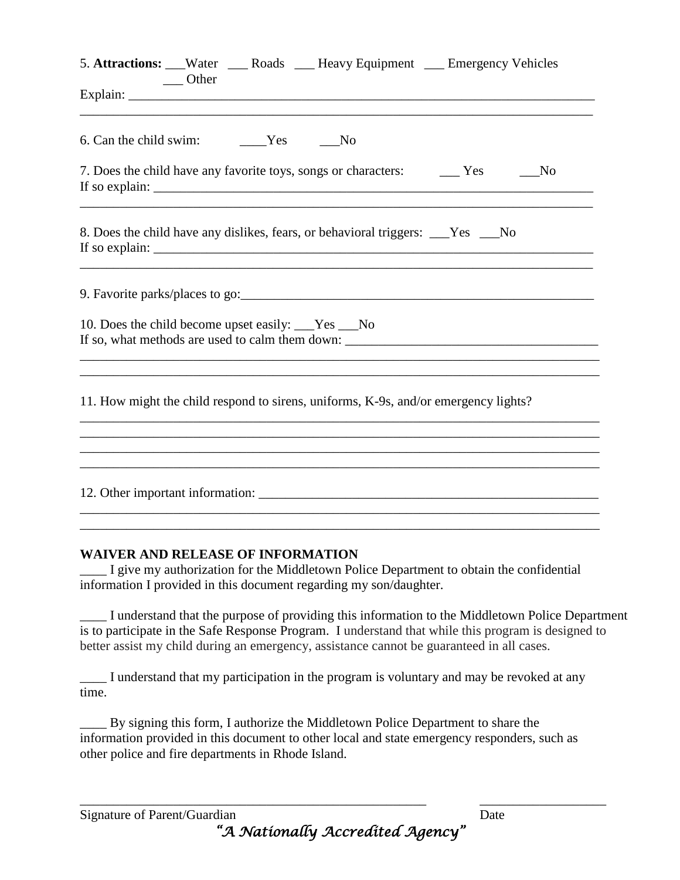5. **Attractions:** ___Water ___ Roads ___ Heavy Equipment ___ Emergency Vehicles ___ Other

Explain: ______________________________________________________________________

______________________________________________________________________________

6. Can the child swim: ____Yes ___No

7. Does the child have any favorite toys, songs or characters: ___ Yes ___No

If so explain: ____________________________________________________________________

______________________________________________________________________________

8. Does the child have any dislikes, fears, or behavioral triggers: ___Yes ___No

If so explain: ____________________________________________________________________

______________________________________________________________________________

9. Favorite parks/places to go:_____________________________________________________

10. Does the child become upset easily: ___Yes ___No

If so, what methods are used to calm them down: _____________________________________

______________________________________________________________________________

______________________________________________________________________________

11. How might the child respond to sirens, uniforms, K-9s, and/or emergency lights?

______________________________________________________________________________

______________________________________________________________________________

______________________________________________________________________________

______________________________________________________________________________

12. Other important information: _________________________________________________

______________________________________________________________________________

______________________________________________________________________________

**WAIVER AND RELEASE OF INFORMATION**

____ I give my authorization for the Middletown Police Department to obtain the confidential information I provided in this document regarding my son/daughter.

____ I understand that the purpose of providing this information to the Middletown Police Department is to participate in the Safe Response Program. I understand that while this program is designed to better assist my child during an emergency, assistance cannot be guaranteed in all cases.

____ I understand that my participation in the program is voluntary and may be revoked at any time.

____ By signing this form, I authorize the Middletown Police Department to share the information provided in this document to other local and state emergency responders, such as other police and fire departments in Rhode Island.

_____________________________________________ ___________________

Signature of Parent/Guardian Date

*"A Nationally Accredited Agency"*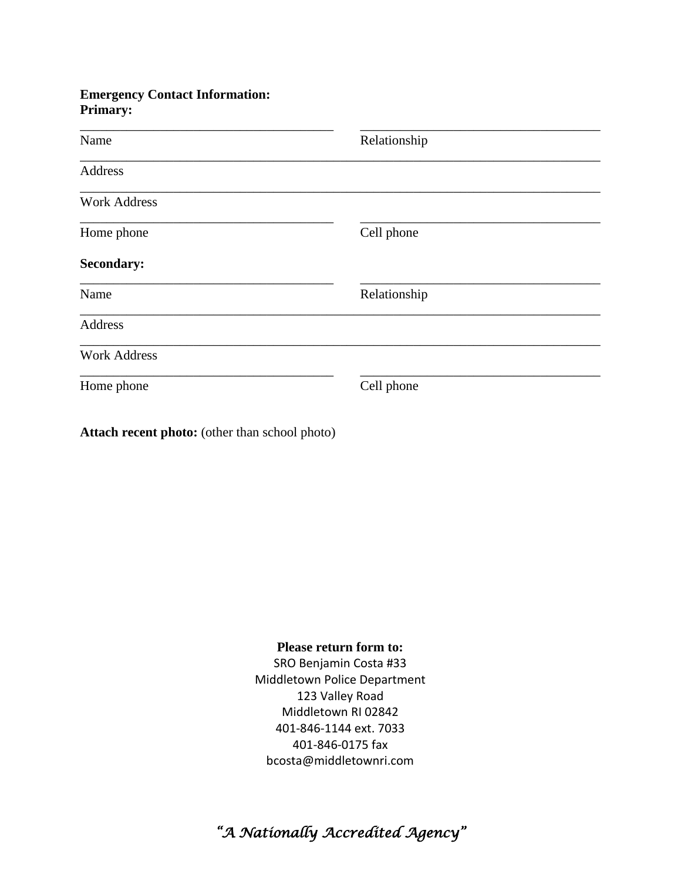**Emergency Contact Information:**
**Primary:**

_______________________________________ _____________________________________
Name Relationship

________________________________________________________________________________
Address

________________________________________________________________________________
Work Address

_______________________________________ _____________________________________
Home phone Cell phone

**Secondary:**

_______________________________________ _____________________________________
Name Relationship

________________________________________________________________________________
Address

________________________________________________________________________________
Work Address

_______________________________________ _____________________________________
Home phone Cell phone

**Attach recent photo:** (other than school photo)

**Please return form to:**
SRO Benjamin Costa #33
Middletown Police Department
123 Valley Road
Middletown RI 02842
401-846-1144 ext. 7033
401-846-0175 fax
bcosta@middletownri.com

*"A Nationally Accredited Agency"*